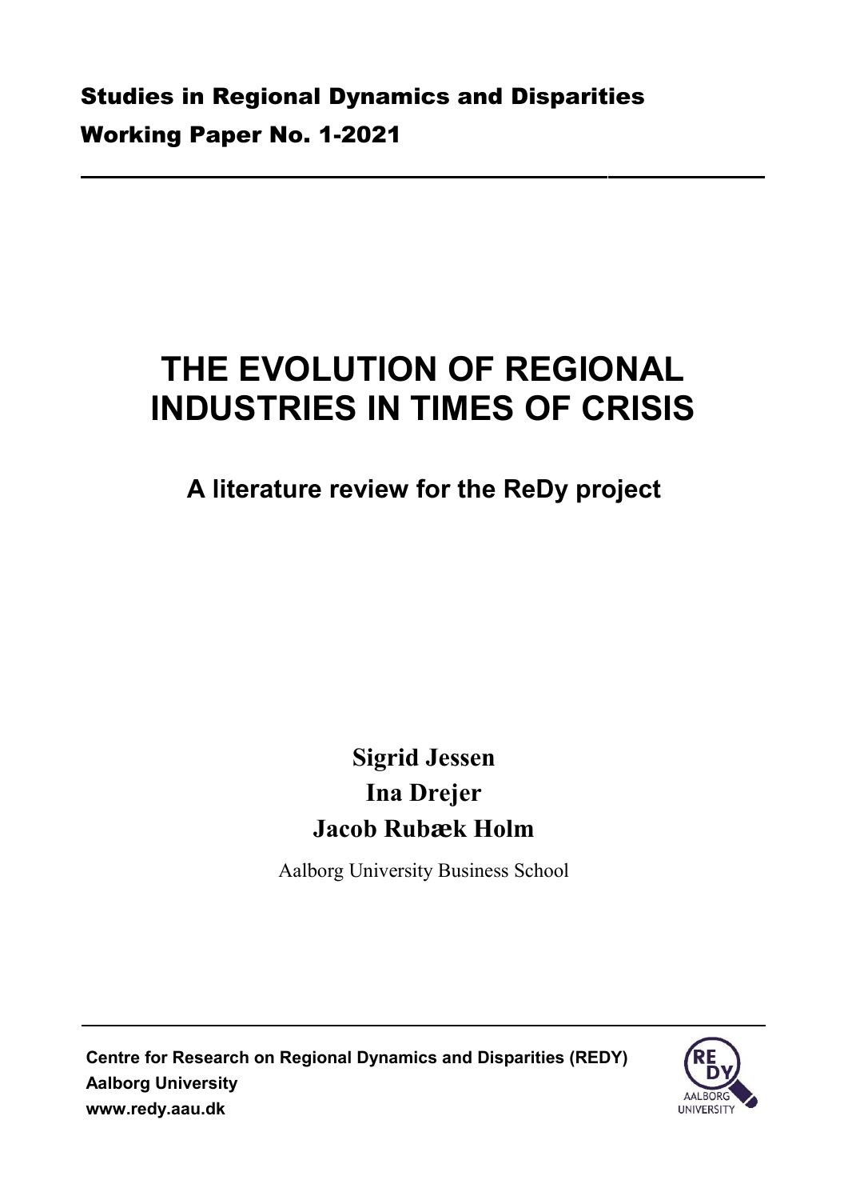**Studies in Regional Dynamics and Disparities**
**Working Paper No. 1-2021**

# THE EVOLUTION OF REGIONAL INDUSTRIES IN TIMES OF CRISIS

## A literature review for the ReDy project

**Sigrid Jessen**
**Ina Drejer**
**Jacob Rubæk Holm**

Aalborg University Business School

**Centre for Research on Regional Dynamics and Disparities (REDY)**
**Aalborg University**
**www.redy.aau.dk**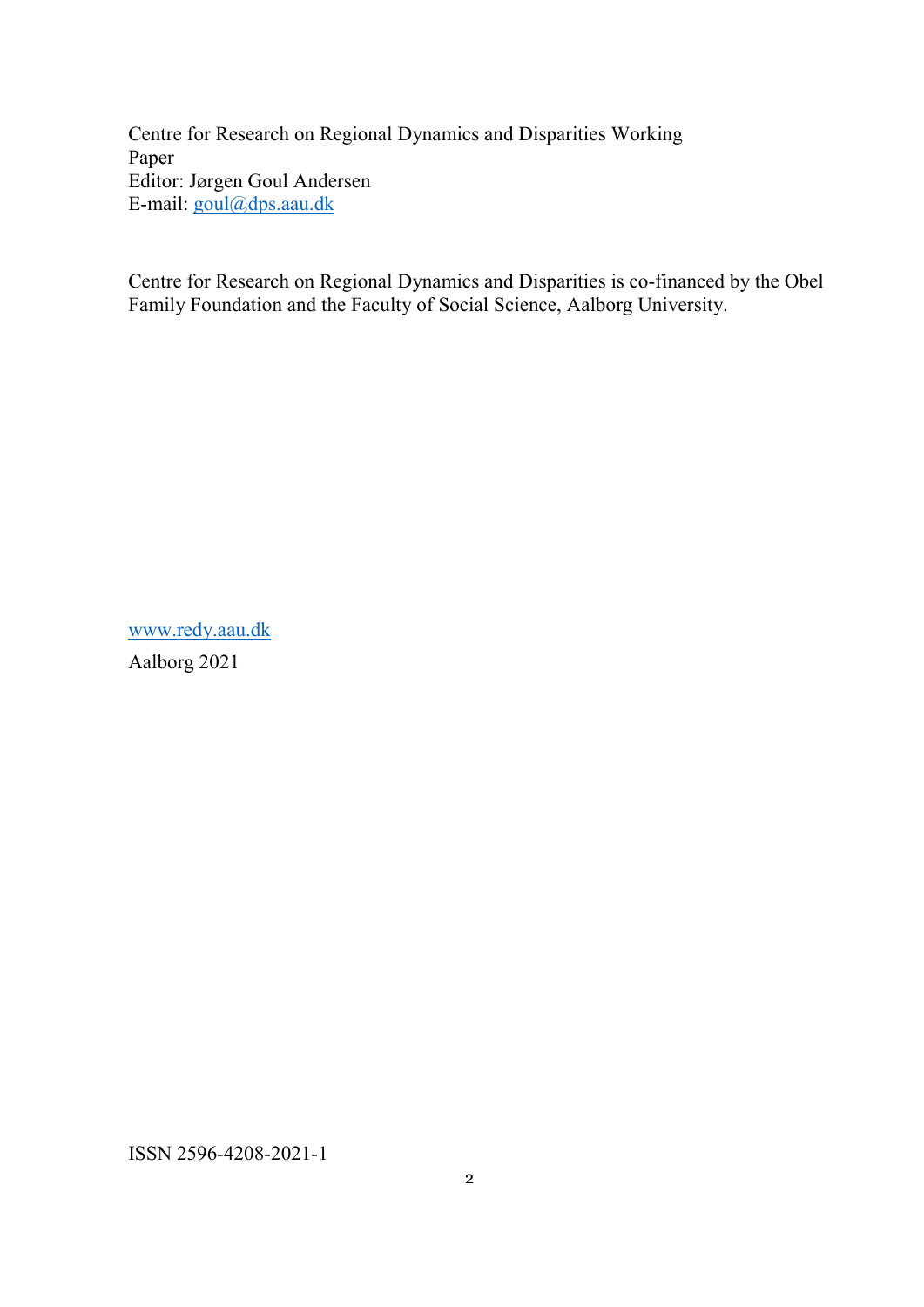Centre for Research on Regional Dynamics and Disparities Working Paper
Editor: Jørgen Goul Andersen
E-mail: goul@dps.aau.dk

Centre for Research on Regional Dynamics and Disparities is co-financed by the Obel Family Foundation and the Faculty of Social Science, Aalborg University.

www.redy.aau.dk

Aalborg 2021

ISSN 2596-4208-2021-1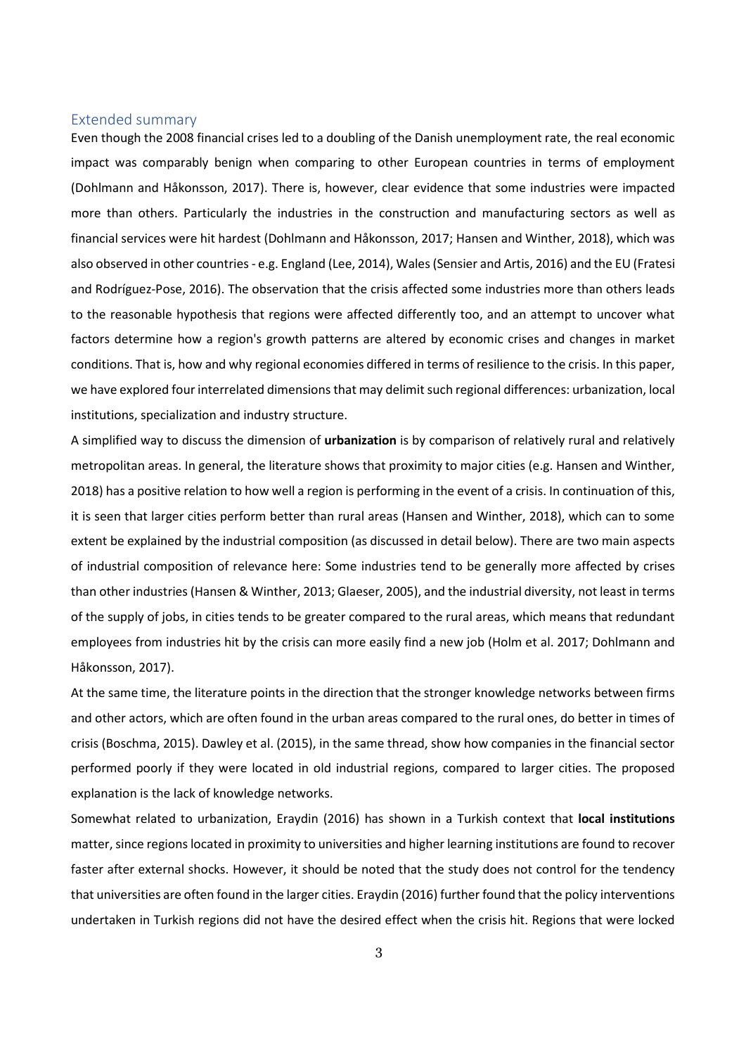## Extended summary

Even though the 2008 financial crises led to a doubling of the Danish unemployment rate, the real economic impact was comparably benign when comparing to other European countries in terms of employment (Dohlmann and Håkonsson, 2017). There is, however, clear evidence that some industries were impacted more than others. Particularly the industries in the construction and manufacturing sectors as well as financial services were hit hardest (Dohlmann and Håkonsson, 2017; Hansen and Winther, 2018), which was also observed in other countries - e.g. England (Lee, 2014), Wales (Sensier and Artis, 2016) and the EU (Fratesi and Rodríguez-Pose, 2016). The observation that the crisis affected some industries more than others leads to the reasonable hypothesis that regions were affected differently too, and an attempt to uncover what factors determine how a region's growth patterns are altered by economic crises and changes in market conditions. That is, how and why regional economies differed in terms of resilience to the crisis. In this paper, we have explored four interrelated dimensions that may delimit such regional differences: urbanization, local institutions, specialization and industry structure.

A simplified way to discuss the dimension of **urbanization** is by comparison of relatively rural and relatively metropolitan areas. In general, the literature shows that proximity to major cities (e.g. Hansen and Winther, 2018) has a positive relation to how well a region is performing in the event of a crisis. In continuation of this, it is seen that larger cities perform better than rural areas (Hansen and Winther, 2018), which can to some extent be explained by the industrial composition (as discussed in detail below). There are two main aspects of industrial composition of relevance here: Some industries tend to be generally more affected by crises than other industries (Hansen & Winther, 2013; Glaeser, 2005), and the industrial diversity, not least in terms of the supply of jobs, in cities tends to be greater compared to the rural areas, which means that redundant employees from industries hit by the crisis can more easily find a new job (Holm et al. 2017; Dohlmann and Håkonsson, 2017).

At the same time, the literature points in the direction that the stronger knowledge networks between firms and other actors, which are often found in the urban areas compared to the rural ones, do better in times of crisis (Boschma, 2015). Dawley et al. (2015), in the same thread, show how companies in the financial sector performed poorly if they were located in old industrial regions, compared to larger cities. The proposed explanation is the lack of knowledge networks.

Somewhat related to urbanization, Eraydin (2016) has shown in a Turkish context that **local institutions** matter, since regions located in proximity to universities and higher learning institutions are found to recover faster after external shocks. However, it should be noted that the study does not control for the tendency that universities are often found in the larger cities. Eraydin (2016) further found that the policy interventions undertaken in Turkish regions did not have the desired effect when the crisis hit. Regions that were locked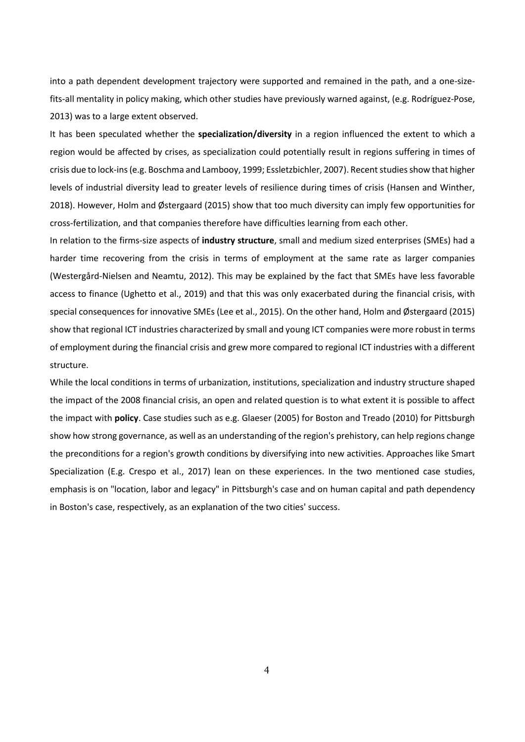into a path dependent development trajectory were supported and remained in the path, and a one-size-fits-all mentality in policy making, which other studies have previously warned against, (e.g. Rodríguez-Pose, 2013) was to a large extent observed.

It has been speculated whether the **specialization/diversity** in a region influenced the extent to which a region would be affected by crises, as specialization could potentially result in regions suffering in times of crisis due to lock-ins (e.g. Boschma and Lambooy, 1999; Essletzbichler, 2007). Recent studies show that higher levels of industrial diversity lead to greater levels of resilience during times of crisis (Hansen and Winther, 2018). However, Holm and Østergaard (2015) show that too much diversity can imply few opportunities for cross-fertilization, and that companies therefore have difficulties learning from each other.

In relation to the firms-size aspects of **industry structure**, small and medium sized enterprises (SMEs) had a harder time recovering from the crisis in terms of employment at the same rate as larger companies (Westergård-Nielsen and Neamtu, 2012). This may be explained by the fact that SMEs have less favorable access to finance (Ughetto et al., 2019) and that this was only exacerbated during the financial crisis, with special consequences for innovative SMEs (Lee et al., 2015). On the other hand, Holm and Østergaard (2015) show that regional ICT industries characterized by small and young ICT companies were more robust in terms of employment during the financial crisis and grew more compared to regional ICT industries with a different structure.

While the local conditions in terms of urbanization, institutions, specialization and industry structure shaped the impact of the 2008 financial crisis, an open and related question is to what extent it is possible to affect the impact with **policy**. Case studies such as e.g. Glaeser (2005) for Boston and Treado (2010) for Pittsburgh show how strong governance, as well as an understanding of the region's prehistory, can help regions change the preconditions for a region's growth conditions by diversifying into new activities. Approaches like Smart Specialization (E.g. Crespo et al., 2017) lean on these experiences. In the two mentioned case studies, emphasis is on "location, labor and legacy" in Pittsburgh's case and on human capital and path dependency in Boston's case, respectively, as an explanation of the two cities' success.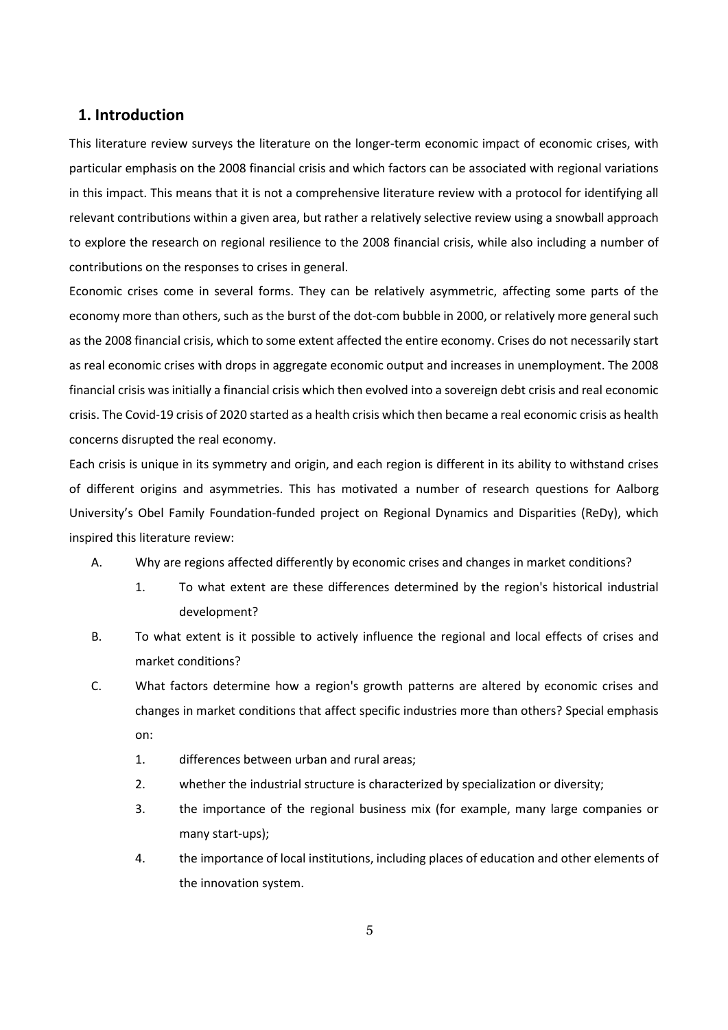## 1. Introduction

This literature review surveys the literature on the longer-term economic impact of economic crises, with particular emphasis on the 2008 financial crisis and which factors can be associated with regional variations in this impact. This means that it is not a comprehensive literature review with a protocol for identifying all relevant contributions within a given area, but rather a relatively selective review using a snowball approach to explore the research on regional resilience to the 2008 financial crisis, while also including a number of contributions on the responses to crises in general.

Economic crises come in several forms. They can be relatively asymmetric, affecting some parts of the economy more than others, such as the burst of the dot-com bubble in 2000, or relatively more general such as the 2008 financial crisis, which to some extent affected the entire economy. Crises do not necessarily start as real economic crises with drops in aggregate economic output and increases in unemployment. The 2008 financial crisis was initially a financial crisis which then evolved into a sovereign debt crisis and real economic crisis. The Covid-19 crisis of 2020 started as a health crisis which then became a real economic crisis as health concerns disrupted the real economy.

Each crisis is unique in its symmetry and origin, and each region is different in its ability to withstand crises of different origins and asymmetries. This has motivated a number of research questions for Aalborg University's Obel Family Foundation-funded project on Regional Dynamics and Disparities (ReDy), which inspired this literature review:

A. Why are regions affected differently by economic crises and changes in market conditions?
   1. To what extent are these differences determined by the region's historical industrial development?

B. To what extent is it possible to actively influence the regional and local effects of crises and market conditions?

C. What factors determine how a region's growth patterns are altered by economic crises and changes in market conditions that affect specific industries more than others? Special emphasis on:
   1. differences between urban and rural areas;
   2. whether the industrial structure is characterized by specialization or diversity;
   3. the importance of the regional business mix (for example, many large companies or many start-ups);
   4. the importance of local institutions, including places of education and other elements of the innovation system.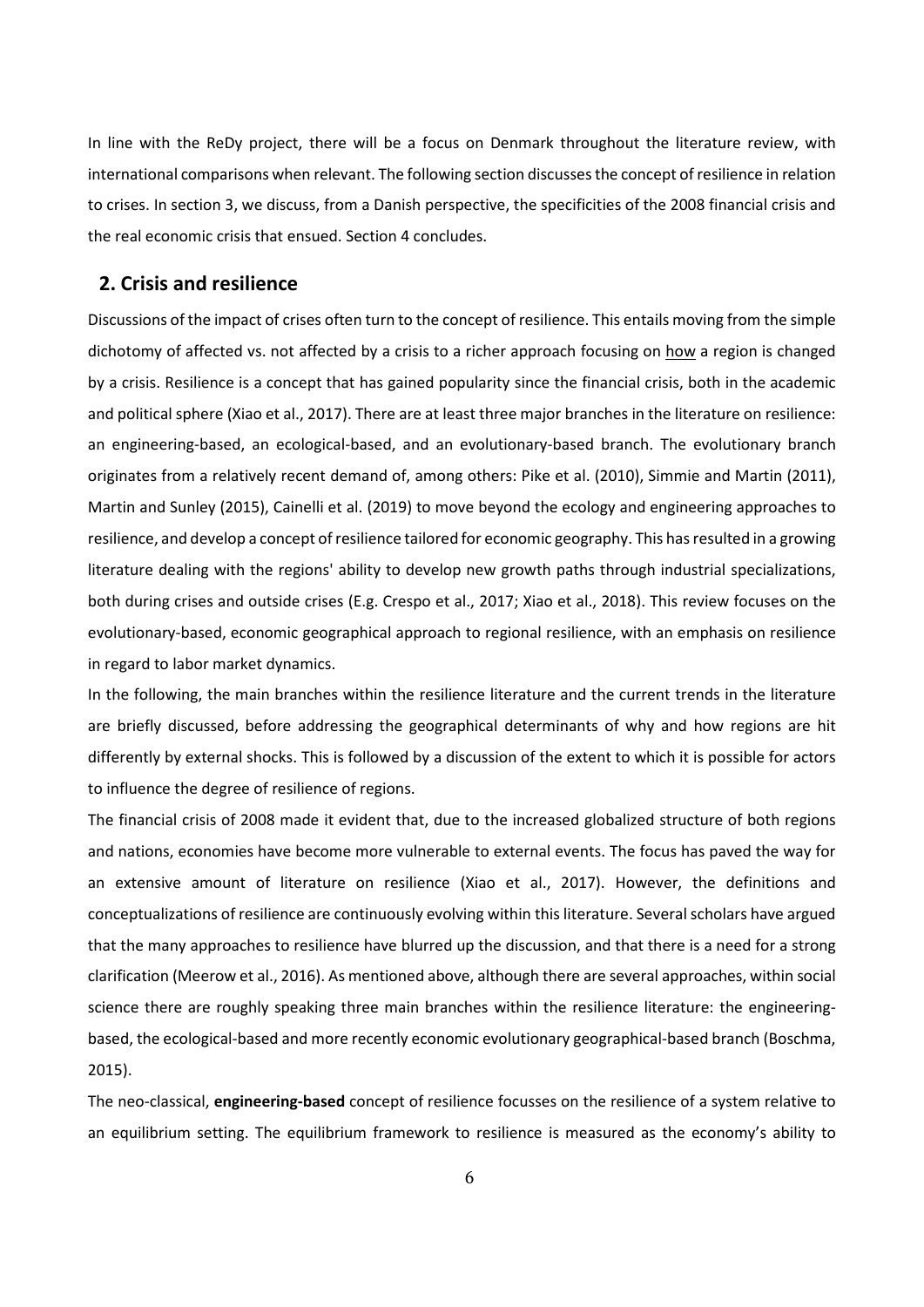In line with the ReDy project, there will be a focus on Denmark throughout the literature review, with international comparisons when relevant. The following section discusses the concept of resilience in relation to crises. In section 3, we discuss, from a Danish perspective, the specificities of the 2008 financial crisis and the real economic crisis that ensued. Section 4 concludes.

## 2. Crisis and resilience

Discussions of the impact of crises often turn to the concept of resilience. This entails moving from the simple dichotomy of affected vs. not affected by a crisis to a richer approach focusing on how a region is changed by a crisis. Resilience is a concept that has gained popularity since the financial crisis, both in the academic and political sphere (Xiao et al., 2017). There are at least three major branches in the literature on resilience: an engineering-based, an ecological-based, and an evolutionary-based branch. The evolutionary branch originates from a relatively recent demand of, among others: Pike et al. (2010), Simmie and Martin (2011), Martin and Sunley (2015), Cainelli et al. (2019) to move beyond the ecology and engineering approaches to resilience, and develop a concept of resilience tailored for economic geography. This has resulted in a growing literature dealing with the regions' ability to develop new growth paths through industrial specializations, both during crises and outside crises (E.g. Crespo et al., 2017; Xiao et al., 2018). This review focuses on the evolutionary-based, economic geographical approach to regional resilience, with an emphasis on resilience in regard to labor market dynamics.

In the following, the main branches within the resilience literature and the current trends in the literature are briefly discussed, before addressing the geographical determinants of why and how regions are hit differently by external shocks. This is followed by a discussion of the extent to which it is possible for actors to influence the degree of resilience of regions.

The financial crisis of 2008 made it evident that, due to the increased globalized structure of both regions and nations, economies have become more vulnerable to external events. The focus has paved the way for an extensive amount of literature on resilience (Xiao et al., 2017). However, the definitions and conceptualizations of resilience are continuously evolving within this literature. Several scholars have argued that the many approaches to resilience have blurred up the discussion, and that there is a need for a strong clarification (Meerow et al., 2016). As mentioned above, although there are several approaches, within social science there are roughly speaking three main branches within the resilience literature: the engineering-based, the ecological-based and more recently economic evolutionary geographical-based branch (Boschma, 2015).

The neo-classical, **engineering-based** concept of resilience focusses on the resilience of a system relative to an equilibrium setting. The equilibrium framework to resilience is measured as the economy's ability to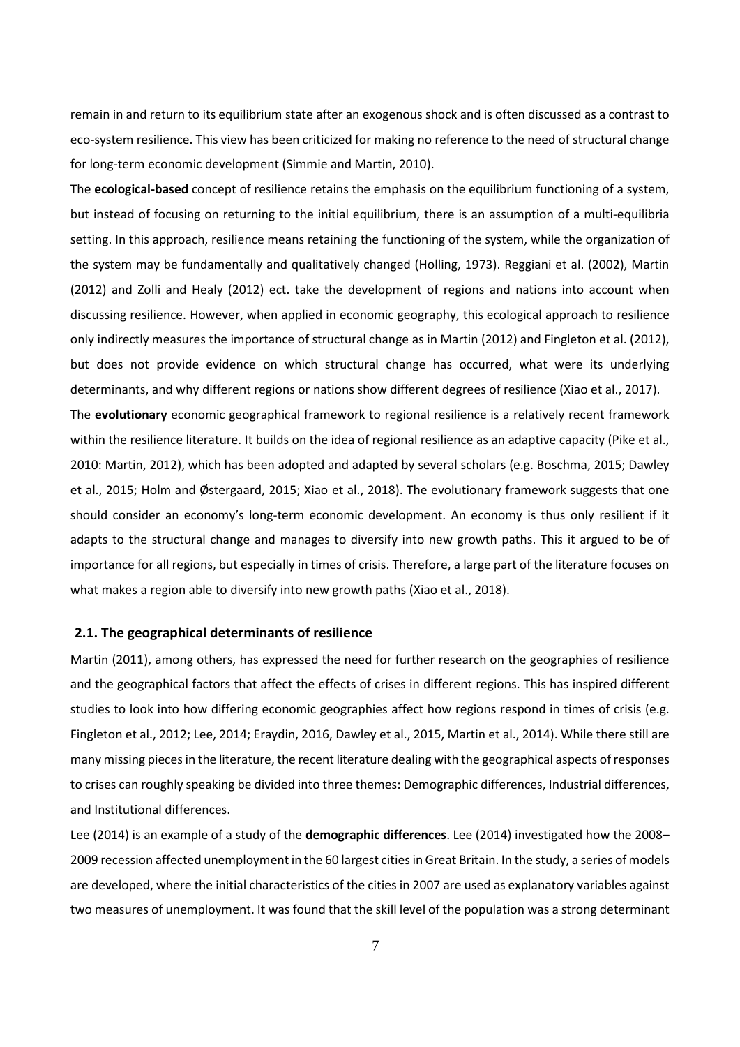remain in and return to its equilibrium state after an exogenous shock and is often discussed as a contrast to eco-system resilience. This view has been criticized for making no reference to the need of structural change for long-term economic development (Simmie and Martin, 2010).

The **ecological-based** concept of resilience retains the emphasis on the equilibrium functioning of a system, but instead of focusing on returning to the initial equilibrium, there is an assumption of a multi-equilibria setting. In this approach, resilience means retaining the functioning of the system, while the organization of the system may be fundamentally and qualitatively changed (Holling, 1973). Reggiani et al. (2002), Martin (2012) and Zolli and Healy (2012) ect. take the development of regions and nations into account when discussing resilience. However, when applied in economic geography, this ecological approach to resilience only indirectly measures the importance of structural change as in Martin (2012) and Fingleton et al. (2012), but does not provide evidence on which structural change has occurred, what were its underlying determinants, and why different regions or nations show different degrees of resilience (Xiao et al., 2017).

The **evolutionary** economic geographical framework to regional resilience is a relatively recent framework within the resilience literature. It builds on the idea of regional resilience as an adaptive capacity (Pike et al., 2010: Martin, 2012), which has been adopted and adapted by several scholars (e.g. Boschma, 2015; Dawley et al., 2015; Holm and Østergaard, 2015; Xiao et al., 2018). The evolutionary framework suggests that one should consider an economy's long-term economic development. An economy is thus only resilient if it adapts to the structural change and manages to diversify into new growth paths. This it argued to be of importance for all regions, but especially in times of crisis. Therefore, a large part of the literature focuses on what makes a region able to diversify into new growth paths (Xiao et al., 2018).

## 2.1. The geographical determinants of resilience

Martin (2011), among others, has expressed the need for further research on the geographies of resilience and the geographical factors that affect the effects of crises in different regions. This has inspired different studies to look into how differing economic geographies affect how regions respond in times of crisis (e.g. Fingleton et al., 2012; Lee, 2014; Eraydin, 2016, Dawley et al., 2015, Martin et al., 2014). While there still are many missing pieces in the literature, the recent literature dealing with the geographical aspects of responses to crises can roughly speaking be divided into three themes: Demographic differences, Industrial differences, and Institutional differences.

Lee (2014) is an example of a study of the **demographic differences**. Lee (2014) investigated how the 2008–2009 recession affected unemployment in the 60 largest cities in Great Britain. In the study, a series of models are developed, where the initial characteristics of the cities in 2007 are used as explanatory variables against two measures of unemployment. It was found that the skill level of the population was a strong determinant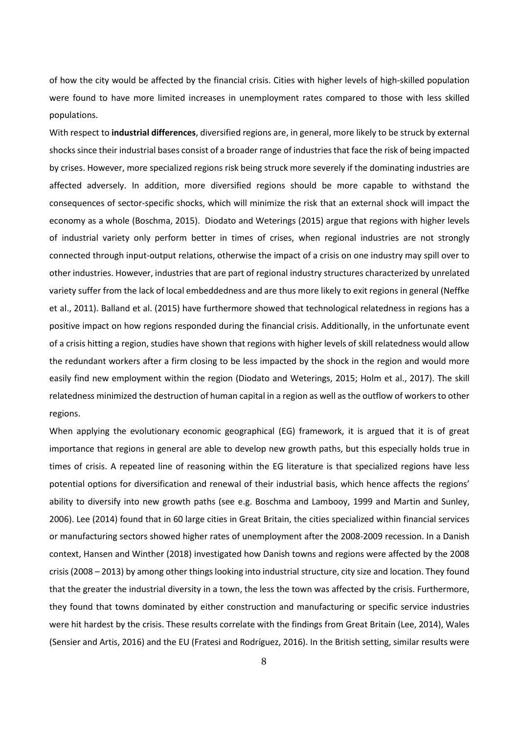of how the city would be affected by the financial crisis. Cities with higher levels of high-skilled population were found to have more limited increases in unemployment rates compared to those with less skilled populations.

With respect to **industrial differences**, diversified regions are, in general, more likely to be struck by external shocks since their industrial bases consist of a broader range of industries that face the risk of being impacted by crises. However, more specialized regions risk being struck more severely if the dominating industries are affected adversely. In addition, more diversified regions should be more capable to withstand the consequences of sector-specific shocks, which will minimize the risk that an external shock will impact the economy as a whole (Boschma, 2015). Diodato and Weterings (2015) argue that regions with higher levels of industrial variety only perform better in times of crises, when regional industries are not strongly connected through input-output relations, otherwise the impact of a crisis on one industry may spill over to other industries. However, industries that are part of regional industry structures characterized by unrelated variety suffer from the lack of local embeddedness and are thus more likely to exit regions in general (Neffke et al., 2011). Balland et al. (2015) have furthermore showed that technological relatedness in regions has a positive impact on how regions responded during the financial crisis. Additionally, in the unfortunate event of a crisis hitting a region, studies have shown that regions with higher levels of skill relatedness would allow the redundant workers after a firm closing to be less impacted by the shock in the region and would more easily find new employment within the region (Diodato and Weterings, 2015; Holm et al., 2017). The skill relatedness minimized the destruction of human capital in a region as well as the outflow of workers to other regions.

When applying the evolutionary economic geographical (EG) framework, it is argued that it is of great importance that regions in general are able to develop new growth paths, but this especially holds true in times of crisis. A repeated line of reasoning within the EG literature is that specialized regions have less potential options for diversification and renewal of their industrial basis, which hence affects the regions' ability to diversify into new growth paths (see e.g. Boschma and Lambooy, 1999 and Martin and Sunley, 2006). Lee (2014) found that in 60 large cities in Great Britain, the cities specialized within financial services or manufacturing sectors showed higher rates of unemployment after the 2008-2009 recession. In a Danish context, Hansen and Winther (2018) investigated how Danish towns and regions were affected by the 2008 crisis (2008 – 2013) by among other things looking into industrial structure, city size and location. They found that the greater the industrial diversity in a town, the less the town was affected by the crisis. Furthermore, they found that towns dominated by either construction and manufacturing or specific service industries were hit hardest by the crisis. These results correlate with the findings from Great Britain (Lee, 2014), Wales (Sensier and Artis, 2016) and the EU (Fratesi and Rodríguez, 2016). In the British setting, similar results were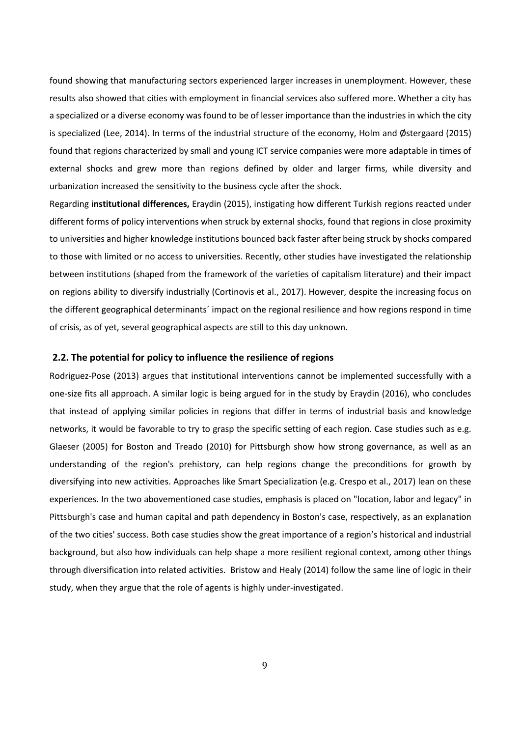found showing that manufacturing sectors experienced larger increases in unemployment. However, these results also showed that cities with employment in financial services also suffered more. Whether a city has a specialized or a diverse economy was found to be of lesser importance than the industries in which the city is specialized (Lee, 2014). In terms of the industrial structure of the economy, Holm and Østergaard (2015) found that regions characterized by small and young ICT service companies were more adaptable in times of external shocks and grew more than regions defined by older and larger firms, while diversity and urbanization increased the sensitivity to the business cycle after the shock.

Regarding i**nstitutional differences,** Eraydin (2015), instigating how different Turkish regions reacted under different forms of policy interventions when struck by external shocks, found that regions in close proximity to universities and higher knowledge institutions bounced back faster after being struck by shocks compared to those with limited or no access to universities. Recently, other studies have investigated the relationship between institutions (shaped from the framework of the varieties of capitalism literature) and their impact on regions ability to diversify industrially (Cortinovis et al., 2017). However, despite the increasing focus on the different geographical determinants´ impact on the regional resilience and how regions respond in time of crisis, as of yet, several geographical aspects are still to this day unknown.

## 2.2. The potential for policy to influence the resilience of regions

Rodriguez-Pose (2013) argues that institutional interventions cannot be implemented successfully with a one-size fits all approach. A similar logic is being argued for in the study by Eraydin (2016), who concludes that instead of applying similar policies in regions that differ in terms of industrial basis and knowledge networks, it would be favorable to try to grasp the specific setting of each region. Case studies such as e.g. Glaeser (2005) for Boston and Treado (2010) for Pittsburgh show how strong governance, as well as an understanding of the region's prehistory, can help regions change the preconditions for growth by diversifying into new activities. Approaches like Smart Specialization (e.g. Crespo et al., 2017) lean on these experiences. In the two abovementioned case studies, emphasis is placed on "location, labor and legacy" in Pittsburgh's case and human capital and path dependency in Boston's case, respectively, as an explanation of the two cities' success. Both case studies show the great importance of a region's historical and industrial background, but also how individuals can help shape a more resilient regional context, among other things through diversification into related activities. Bristow and Healy (2014) follow the same line of logic in their study, when they argue that the role of agents is highly under-investigated.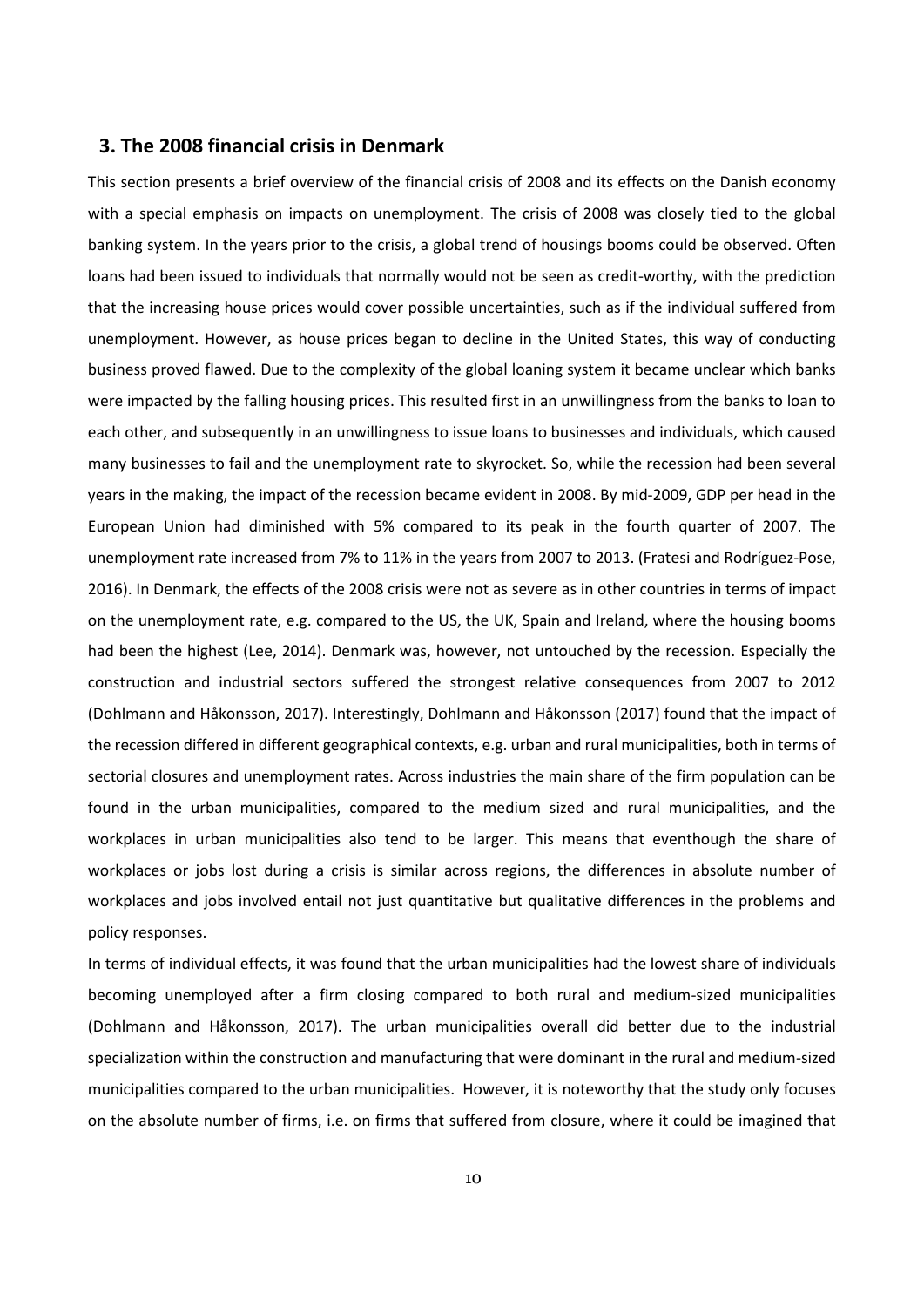## 3. The 2008 financial crisis in Denmark

This section presents a brief overview of the financial crisis of 2008 and its effects on the Danish economy with a special emphasis on impacts on unemployment. The crisis of 2008 was closely tied to the global banking system. In the years prior to the crisis, a global trend of housings booms could be observed. Often loans had been issued to individuals that normally would not be seen as credit-worthy, with the prediction that the increasing house prices would cover possible uncertainties, such as if the individual suffered from unemployment. However, as house prices began to decline in the United States, this way of conducting business proved flawed. Due to the complexity of the global loaning system it became unclear which banks were impacted by the falling housing prices. This resulted first in an unwillingness from the banks to loan to each other, and subsequently in an unwillingness to issue loans to businesses and individuals, which caused many businesses to fail and the unemployment rate to skyrocket. So, while the recession had been several years in the making, the impact of the recession became evident in 2008. By mid-2009, GDP per head in the European Union had diminished with 5% compared to its peak in the fourth quarter of 2007. The unemployment rate increased from 7% to 11% in the years from 2007 to 2013. (Fratesi and Rodríguez-Pose, 2016). In Denmark, the effects of the 2008 crisis were not as severe as in other countries in terms of impact on the unemployment rate, e.g. compared to the US, the UK, Spain and Ireland, where the housing booms had been the highest (Lee, 2014). Denmark was, however, not untouched by the recession. Especially the construction and industrial sectors suffered the strongest relative consequences from 2007 to 2012 (Dohlmann and Håkonsson, 2017). Interestingly, Dohlmann and Håkonsson (2017) found that the impact of the recession differed in different geographical contexts, e.g. urban and rural municipalities, both in terms of sectorial closures and unemployment rates. Across industries the main share of the firm population can be found in the urban municipalities, compared to the medium sized and rural municipalities, and the workplaces in urban municipalities also tend to be larger. This means that eventhough the share of workplaces or jobs lost during a crisis is similar across regions, the differences in absolute number of workplaces and jobs involved entail not just quantitative but qualitative differences in the problems and policy responses.

In terms of individual effects, it was found that the urban municipalities had the lowest share of individuals becoming unemployed after a firm closing compared to both rural and medium-sized municipalities (Dohlmann and Håkonsson, 2017). The urban municipalities overall did better due to the industrial specialization within the construction and manufacturing that were dominant in the rural and medium-sized municipalities compared to the urban municipalities. However, it is noteworthy that the study only focuses on the absolute number of firms, i.e. on firms that suffered from closure, where it could be imagined that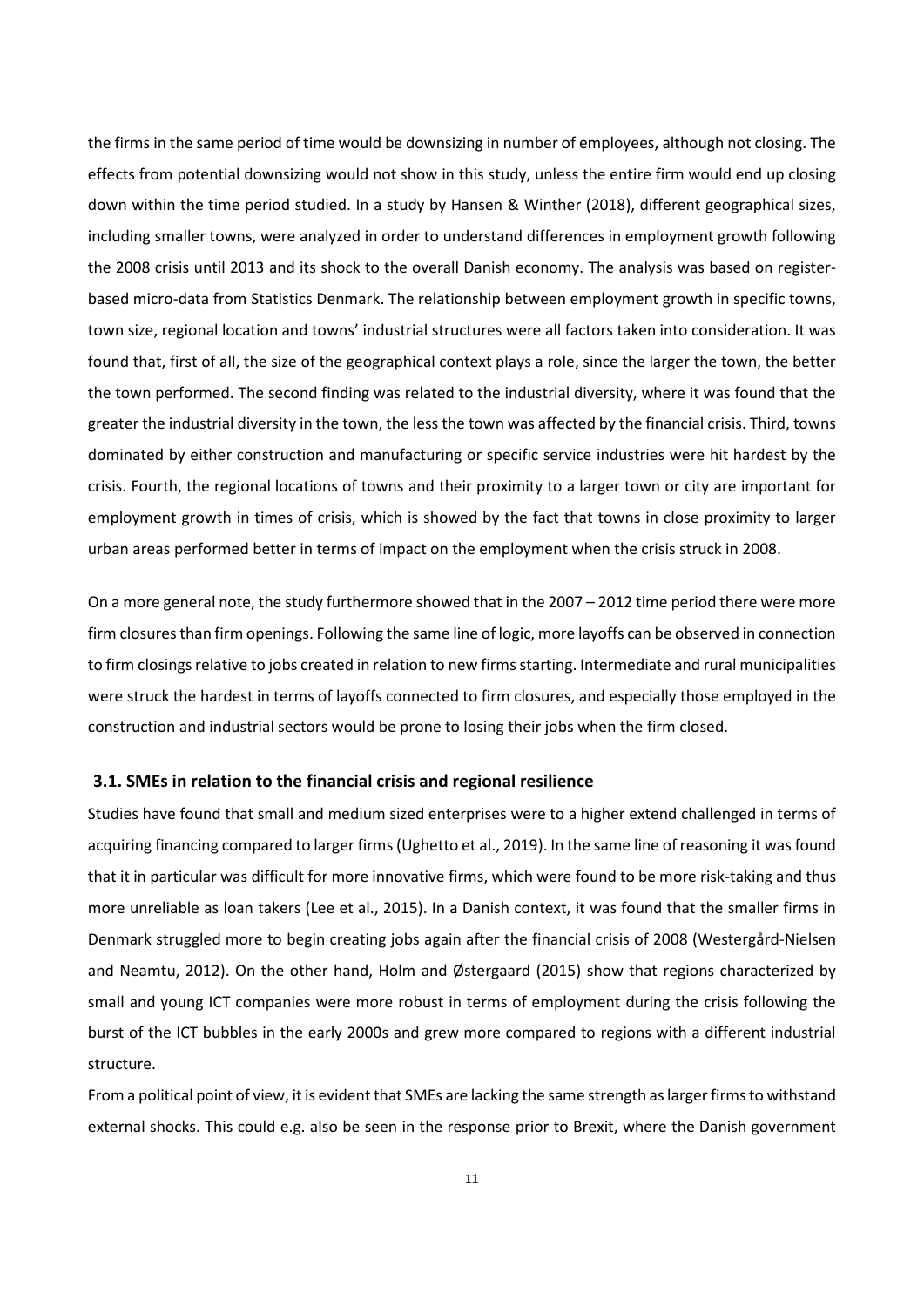the firms in the same period of time would be downsizing in number of employees, although not closing. The effects from potential downsizing would not show in this study, unless the entire firm would end up closing down within the time period studied. In a study by Hansen & Winther (2018), different geographical sizes, including smaller towns, were analyzed in order to understand differences in employment growth following the 2008 crisis until 2013 and its shock to the overall Danish economy. The analysis was based on register-based micro-data from Statistics Denmark. The relationship between employment growth in specific towns, town size, regional location and towns' industrial structures were all factors taken into consideration. It was found that, first of all, the size of the geographical context plays a role, since the larger the town, the better the town performed. The second finding was related to the industrial diversity, where it was found that the greater the industrial diversity in the town, the less the town was affected by the financial crisis. Third, towns dominated by either construction and manufacturing or specific service industries were hit hardest by the crisis. Fourth, the regional locations of towns and their proximity to a larger town or city are important for employment growth in times of crisis, which is showed by the fact that towns in close proximity to larger urban areas performed better in terms of impact on the employment when the crisis struck in 2008.

On a more general note, the study furthermore showed that in the 2007 – 2012 time period there were more firm closures than firm openings. Following the same line of logic, more layoffs can be observed in connection to firm closings relative to jobs created in relation to new firms starting. Intermediate and rural municipalities were struck the hardest in terms of layoffs connected to firm closures, and especially those employed in the construction and industrial sectors would be prone to losing their jobs when the firm closed.

### 3.1. SMEs in relation to the financial crisis and regional resilience

Studies have found that small and medium sized enterprises were to a higher extend challenged in terms of acquiring financing compared to larger firms (Ughetto et al., 2019). In the same line of reasoning it was found that it in particular was difficult for more innovative firms, which were found to be more risk-taking and thus more unreliable as loan takers (Lee et al., 2015). In a Danish context, it was found that the smaller firms in Denmark struggled more to begin creating jobs again after the financial crisis of 2008 (Westergård-Nielsen and Neamtu, 2012). On the other hand, Holm and Østergaard (2015) show that regions characterized by small and young ICT companies were more robust in terms of employment during the crisis following the burst of the ICT bubbles in the early 2000s and grew more compared to regions with a different industrial structure.

From a political point of view, it is evident that SMEs are lacking the same strength as larger firms to withstand external shocks. This could e.g. also be seen in the response prior to Brexit, where the Danish government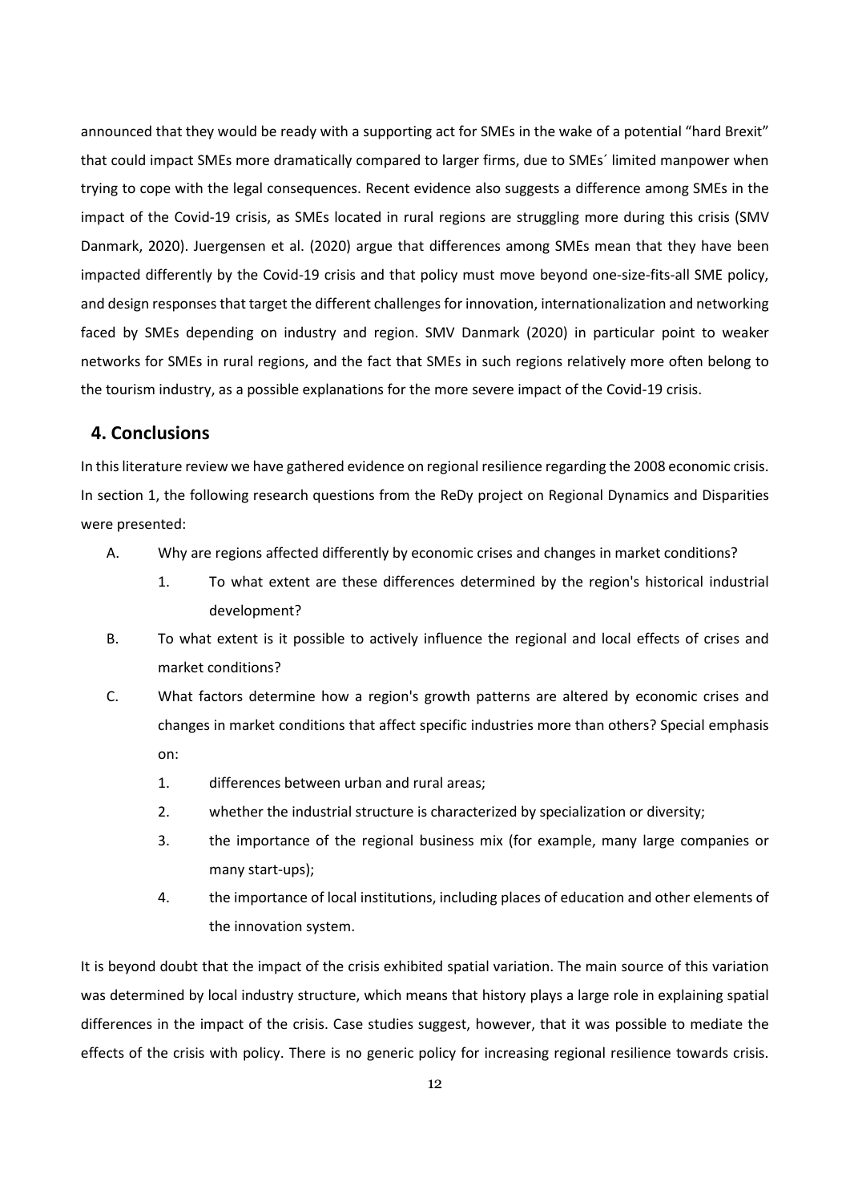announced that they would be ready with a supporting act for SMEs in the wake of a potential "hard Brexit" that could impact SMEs more dramatically compared to larger firms, due to SMEs´ limited manpower when trying to cope with the legal consequences. Recent evidence also suggests a difference among SMEs in the impact of the Covid-19 crisis, as SMEs located in rural regions are struggling more during this crisis (SMV Danmark, 2020). Juergensen et al. (2020) argue that differences among SMEs mean that they have been impacted differently by the Covid-19 crisis and that policy must move beyond one-size-fits-all SME policy, and design responses that target the different challenges for innovation, internationalization and networking faced by SMEs depending on industry and region. SMV Danmark (2020) in particular point to weaker networks for SMEs in rural regions, and the fact that SMEs in such regions relatively more often belong to the tourism industry, as a possible explanations for the more severe impact of the Covid-19 crisis.

## 4. Conclusions

In this literature review we have gathered evidence on regional resilience regarding the 2008 economic crisis. In section 1, the following research questions from the ReDy project on Regional Dynamics and Disparities were presented:

A. Why are regions affected differently by economic crises and changes in market conditions?
   1. To what extent are these differences determined by the region's historical industrial development?

B. To what extent is it possible to actively influence the regional and local effects of crises and market conditions?

C. What factors determine how a region's growth patterns are altered by economic crises and changes in market conditions that affect specific industries more than others? Special emphasis on:
   1. differences between urban and rural areas;
   2. whether the industrial structure is characterized by specialization or diversity;
   3. the importance of the regional business mix (for example, many large companies or many start-ups);
   4. the importance of local institutions, including places of education and other elements of the innovation system.

It is beyond doubt that the impact of the crisis exhibited spatial variation. The main source of this variation was determined by local industry structure, which means that history plays a large role in explaining spatial differences in the impact of the crisis. Case studies suggest, however, that it was possible to mediate the effects of the crisis with policy. There is no generic policy for increasing regional resilience towards crisis.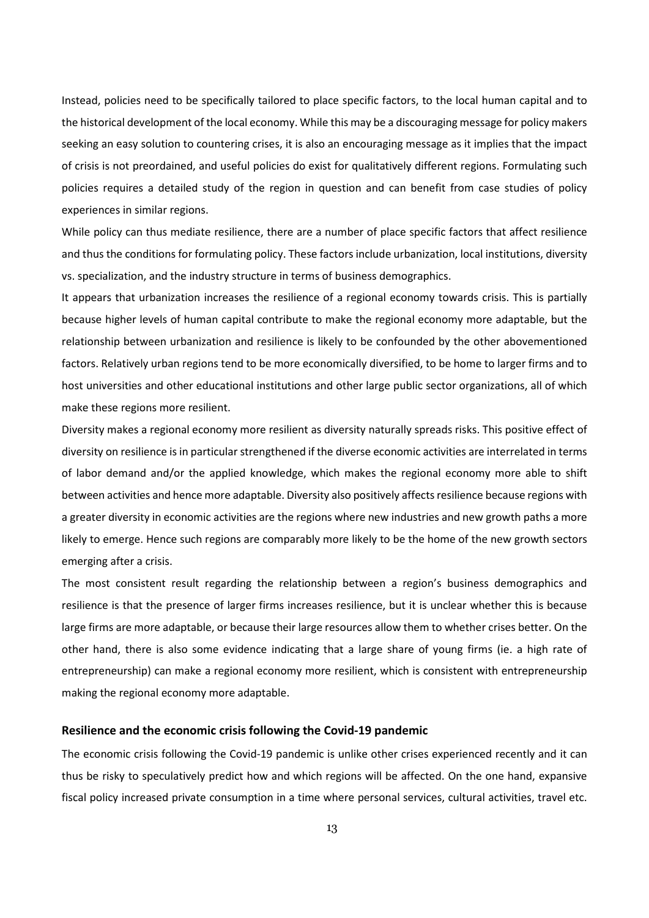Instead, policies need to be specifically tailored to place specific factors, to the local human capital and to the historical development of the local economy. While this may be a discouraging message for policy makers seeking an easy solution to countering crises, it is also an encouraging message as it implies that the impact of crisis is not preordained, and useful policies do exist for qualitatively different regions. Formulating such policies requires a detailed study of the region in question and can benefit from case studies of policy experiences in similar regions.

While policy can thus mediate resilience, there are a number of place specific factors that affect resilience and thus the conditions for formulating policy. These factors include urbanization, local institutions, diversity vs. specialization, and the industry structure in terms of business demographics.

It appears that urbanization increases the resilience of a regional economy towards crisis. This is partially because higher levels of human capital contribute to make the regional economy more adaptable, but the relationship between urbanization and resilience is likely to be confounded by the other abovementioned factors. Relatively urban regions tend to be more economically diversified, to be home to larger firms and to host universities and other educational institutions and other large public sector organizations, all of which make these regions more resilient.

Diversity makes a regional economy more resilient as diversity naturally spreads risks. This positive effect of diversity on resilience is in particular strengthened if the diverse economic activities are interrelated in terms of labor demand and/or the applied knowledge, which makes the regional economy more able to shift between activities and hence more adaptable. Diversity also positively affects resilience because regions with a greater diversity in economic activities are the regions where new industries and new growth paths a more likely to emerge. Hence such regions are comparably more likely to be the home of the new growth sectors emerging after a crisis.

The most consistent result regarding the relationship between a region's business demographics and resilience is that the presence of larger firms increases resilience, but it is unclear whether this is because large firms are more adaptable, or because their large resources allow them to whether crises better. On the other hand, there is also some evidence indicating that a large share of young firms (ie. a high rate of entrepreneurship) can make a regional economy more resilient, which is consistent with entrepreneurship making the regional economy more adaptable.

### Resilience and the economic crisis following the Covid-19 pandemic

The economic crisis following the Covid-19 pandemic is unlike other crises experienced recently and it can thus be risky to speculatively predict how and which regions will be affected. On the one hand, expansive fiscal policy increased private consumption in a time where personal services, cultural activities, travel etc.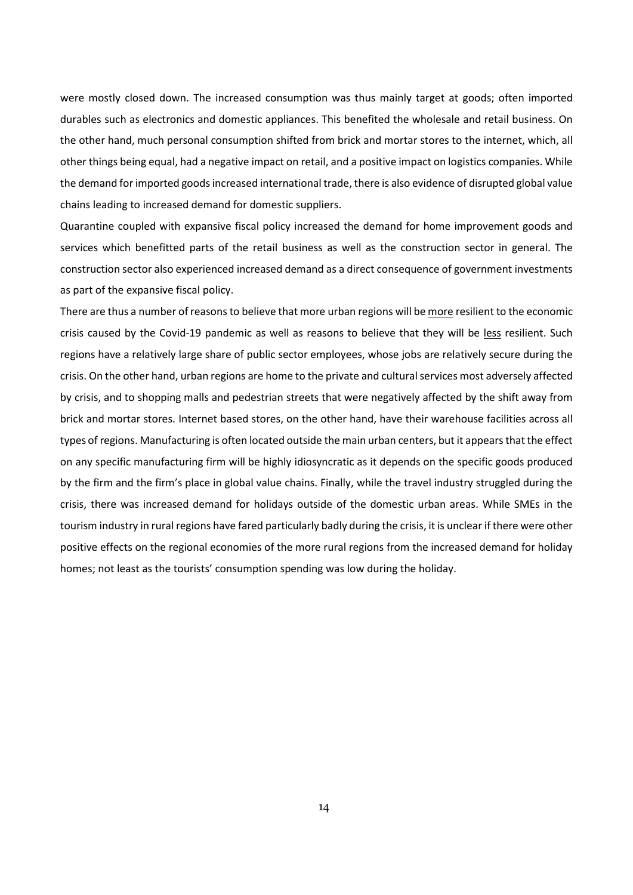were mostly closed down. The increased consumption was thus mainly target at goods; often imported durables such as electronics and domestic appliances. This benefited the wholesale and retail business. On the other hand, much personal consumption shifted from brick and mortar stores to the internet, which, all other things being equal, had a negative impact on retail, and a positive impact on logistics companies. While the demand for imported goods increased international trade, there is also evidence of disrupted global value chains leading to increased demand for domestic suppliers.

Quarantine coupled with expansive fiscal policy increased the demand for home improvement goods and services which benefitted parts of the retail business as well as the construction sector in general. The construction sector also experienced increased demand as a direct consequence of government investments as part of the expansive fiscal policy.

There are thus a number of reasons to believe that more urban regions will be <u>more</u> resilient to the economic crisis caused by the Covid-19 pandemic as well as reasons to believe that they will be <u>less</u> resilient. Such regions have a relatively large share of public sector employees, whose jobs are relatively secure during the crisis. On the other hand, urban regions are home to the private and cultural services most adversely affected by crisis, and to shopping malls and pedestrian streets that were negatively affected by the shift away from brick and mortar stores. Internet based stores, on the other hand, have their warehouse facilities across all types of regions. Manufacturing is often located outside the main urban centers, but it appears that the effect on any specific manufacturing firm will be highly idiosyncratic as it depends on the specific goods produced by the firm and the firm's place in global value chains. Finally, while the travel industry struggled during the crisis, there was increased demand for holidays outside of the domestic urban areas. While SMEs in the tourism industry in rural regions have fared particularly badly during the crisis, it is unclear if there were other positive effects on the regional economies of the more rural regions from the increased demand for holiday homes; not least as the tourists' consumption spending was low during the holiday.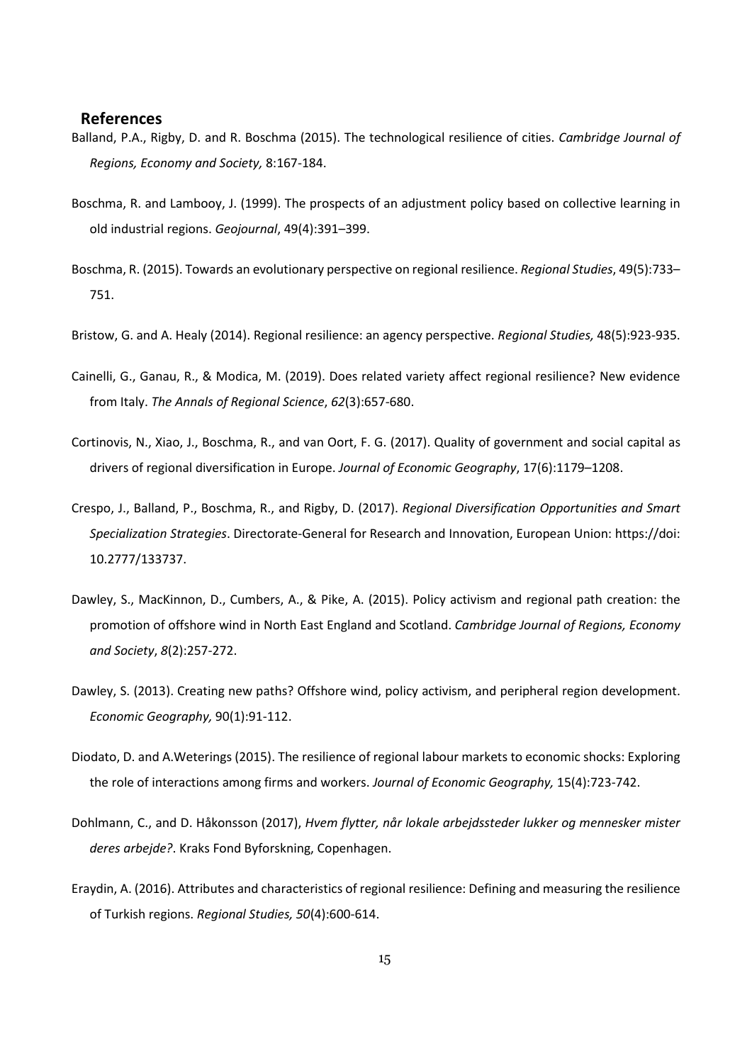## References

Balland, P.A., Rigby, D. and R. Boschma (2015). The technological resilience of cities. *Cambridge Journal of Regions, Economy and Society,* 8:167-184.

Boschma, R. and Lambooy, J. (1999). The prospects of an adjustment policy based on collective learning in old industrial regions. *Geojournal*, 49(4):391–399.

Boschma, R. (2015). Towards an evolutionary perspective on regional resilience. *Regional Studies*, 49(5):733–751.

Bristow, G. and A. Healy (2014). Regional resilience: an agency perspective. *Regional Studies,* 48(5):923-935.

Cainelli, G., Ganau, R., & Modica, M. (2019). Does related variety affect regional resilience? New evidence from Italy. *The Annals of Regional Science*, *62*(3):657-680.

Cortinovis, N., Xiao, J., Boschma, R., and van Oort, F. G. (2017). Quality of government and social capital as drivers of regional diversification in Europe. *Journal of Economic Geography*, 17(6):1179–1208.

Crespo, J., Balland, P., Boschma, R., and Rigby, D. (2017). *Regional Diversification Opportunities and Smart Specialization Strategies*. Directorate-General for Research and Innovation, European Union: https://doi: 10.2777/133737.

Dawley, S., MacKinnon, D., Cumbers, A., & Pike, A. (2015). Policy activism and regional path creation: the promotion of offshore wind in North East England and Scotland. *Cambridge Journal of Regions, Economy and Society*, *8*(2):257-272.

Dawley, S. (2013). Creating new paths? Offshore wind, policy activism, and peripheral region development. *Economic Geography,* 90(1):91-112.

Diodato, D. and A.Weterings (2015). The resilience of regional labour markets to economic shocks: Exploring the role of interactions among firms and workers. *Journal of Economic Geography,* 15(4):723-742.

Dohlmann, C., and D. Håkonsson (2017), *Hvem flytter, når lokale arbejdssteder lukker og mennesker mister deres arbejde?*. Kraks Fond Byforskning, Copenhagen.

Eraydin, A. (2016). Attributes and characteristics of regional resilience: Defining and measuring the resilience of Turkish regions. *Regional Studies, 50*(4):600-614.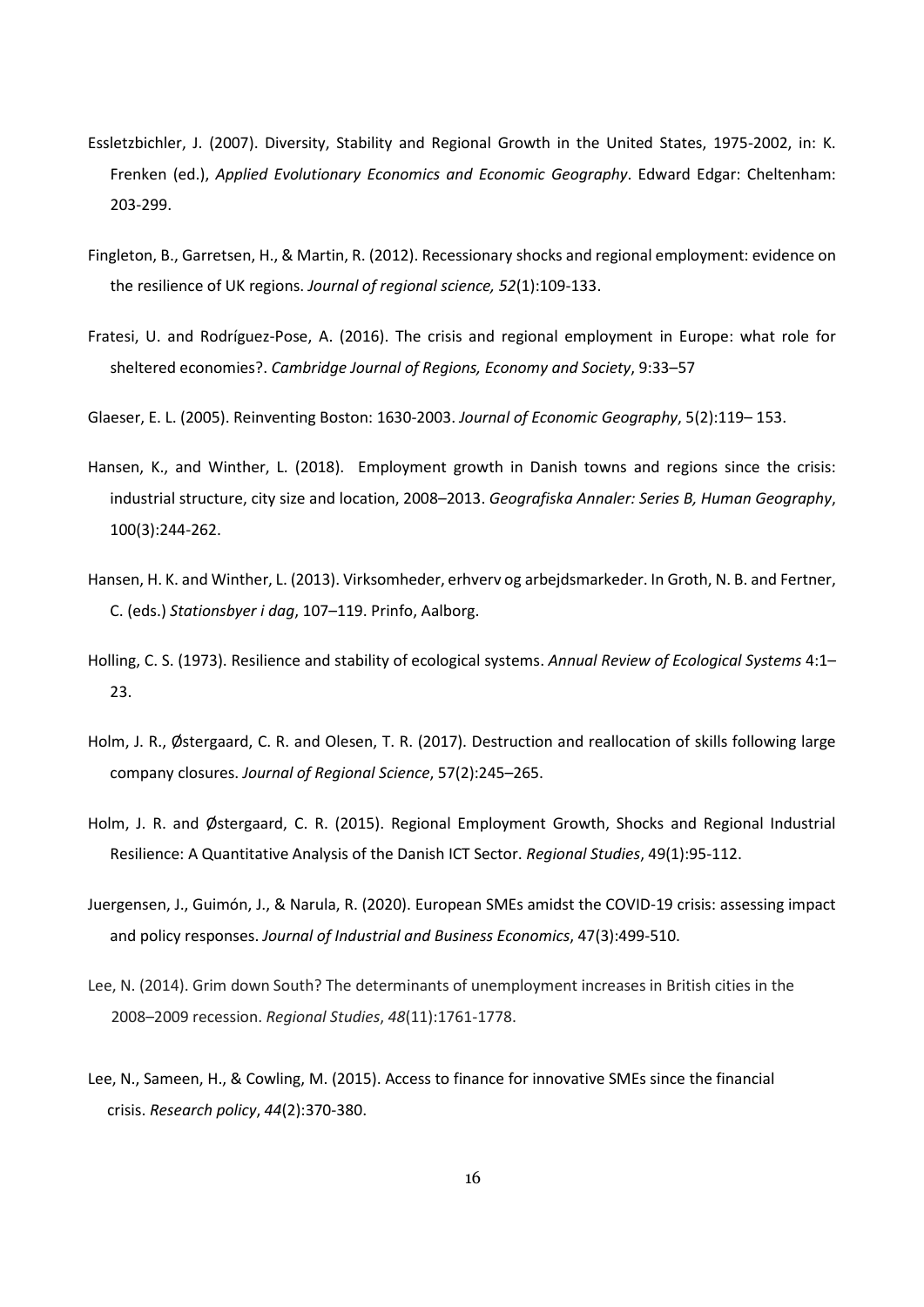Essletzbichler, J. (2007). Diversity, Stability and Regional Growth in the United States, 1975-2002, in: K. Frenken (ed.), *Applied Evolutionary Economics and Economic Geography*. Edward Edgar: Cheltenham: 203-299.

Fingleton, B., Garretsen, H., & Martin, R. (2012). Recessionary shocks and regional employment: evidence on the resilience of UK regions. *Journal of regional science, 52*(1):109-133.

Fratesi, U. and Rodríguez-Pose, A. (2016). The crisis and regional employment in Europe: what role for sheltered economies?. *Cambridge Journal of Regions, Economy and Society*, 9:33–57

Glaeser, E. L. (2005). Reinventing Boston: 1630-2003. *Journal of Economic Geography*, 5(2):119– 153.

Hansen, K., and Winther, L. (2018). Employment growth in Danish towns and regions since the crisis: industrial structure, city size and location, 2008–2013. *Geografiska Annaler: Series B, Human Geography*, 100(3):244-262.

Hansen, H. K. and Winther, L. (2013). Virksomheder, erhverv og arbejdsmarkeder. In Groth, N. B. and Fertner, C. (eds.) *Stationsbyer i dag*, 107–119. Prinfo, Aalborg.

Holling, C. S. (1973). Resilience and stability of ecological systems. *Annual Review of Ecological Systems* 4:1–23.

Holm, J. R., Østergaard, C. R. and Olesen, T. R. (2017). Destruction and reallocation of skills following large company closures. *Journal of Regional Science*, 57(2):245–265.

Holm, J. R. and Østergaard, C. R. (2015). Regional Employment Growth, Shocks and Regional Industrial Resilience: A Quantitative Analysis of the Danish ICT Sector. *Regional Studies*, 49(1):95-112.

Juergensen, J., Guimón, J., & Narula, R. (2020). European SMEs amidst the COVID-19 crisis: assessing impact and policy responses. *Journal of Industrial and Business Economics*, 47(3):499-510.

Lee, N. (2014). Grim down South? The determinants of unemployment increases in British cities in the 2008–2009 recession. *Regional Studies*, *48*(11):1761-1778.

Lee, N., Sameen, H., & Cowling, M. (2015). Access to finance for innovative SMEs since the financial crisis. *Research policy*, *44*(2):370-380.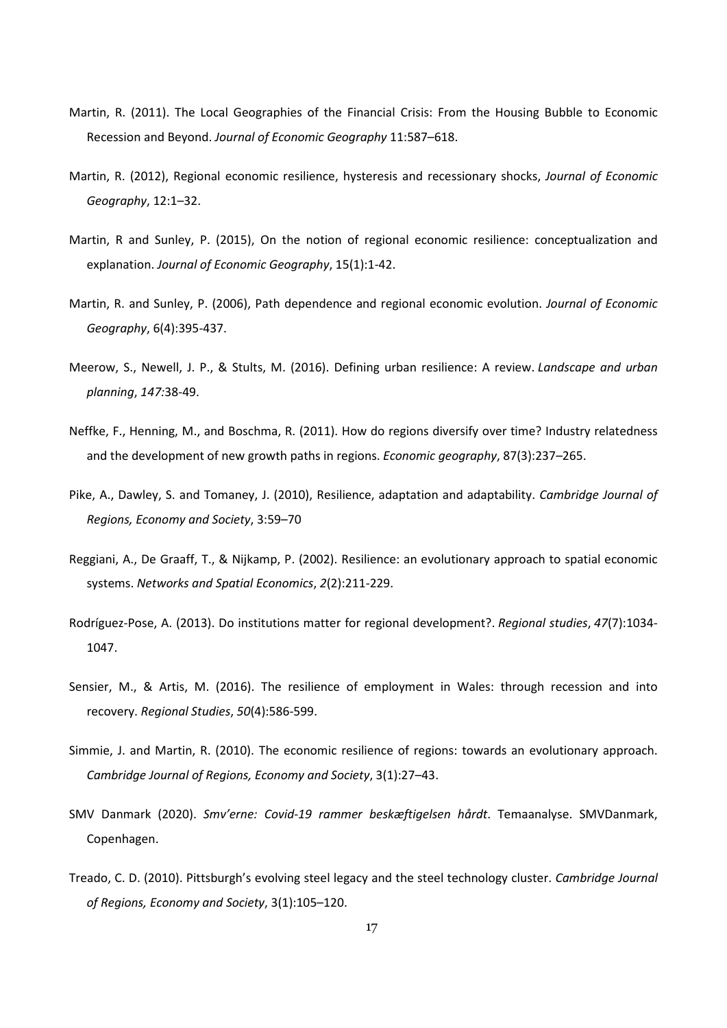Martin, R. (2011). The Local Geographies of the Financial Crisis: From the Housing Bubble to Economic Recession and Beyond. *Journal of Economic Geography* 11:587–618.

Martin, R. (2012), Regional economic resilience, hysteresis and recessionary shocks, *Journal of Economic Geography*, 12:1–32.

Martin, R and Sunley, P. (2015), On the notion of regional economic resilience: conceptualization and explanation. *Journal of Economic Geography*, 15(1):1-42.

Martin, R. and Sunley, P. (2006), Path dependence and regional economic evolution. *Journal of Economic Geography*, 6(4):395-437.

Meerow, S., Newell, J. P., & Stults, M. (2016). Defining urban resilience: A review. *Landscape and urban planning*, *147*:38-49.

Neffke, F., Henning, M., and Boschma, R. (2011). How do regions diversify over time? Industry relatedness and the development of new growth paths in regions. *Economic geography*, 87(3):237–265.

Pike, A., Dawley, S. and Tomaney, J. (2010), Resilience, adaptation and adaptability. *Cambridge Journal of Regions, Economy and Society*, 3:59–70

Reggiani, A., De Graaff, T., & Nijkamp, P. (2002). Resilience: an evolutionary approach to spatial economic systems. *Networks and Spatial Economics*, *2*(2):211-229.

Rodríguez-Pose, A. (2013). Do institutions matter for regional development?. *Regional studies*, *47*(7):1034-1047.

Sensier, M., & Artis, M. (2016). The resilience of employment in Wales: through recession and into recovery. *Regional Studies*, *50*(4):586-599.

Simmie, J. and Martin, R. (2010). The economic resilience of regions: towards an evolutionary approach. *Cambridge Journal of Regions, Economy and Society*, 3(1):27–43.

SMV Danmark (2020). *Smv'erne: Covid-19 rammer beskæftigelsen hårdt*. Temaanalyse. SMVDanmark, Copenhagen.

Treado, C. D. (2010). Pittsburgh's evolving steel legacy and the steel technology cluster. *Cambridge Journal of Regions, Economy and Society*, 3(1):105–120.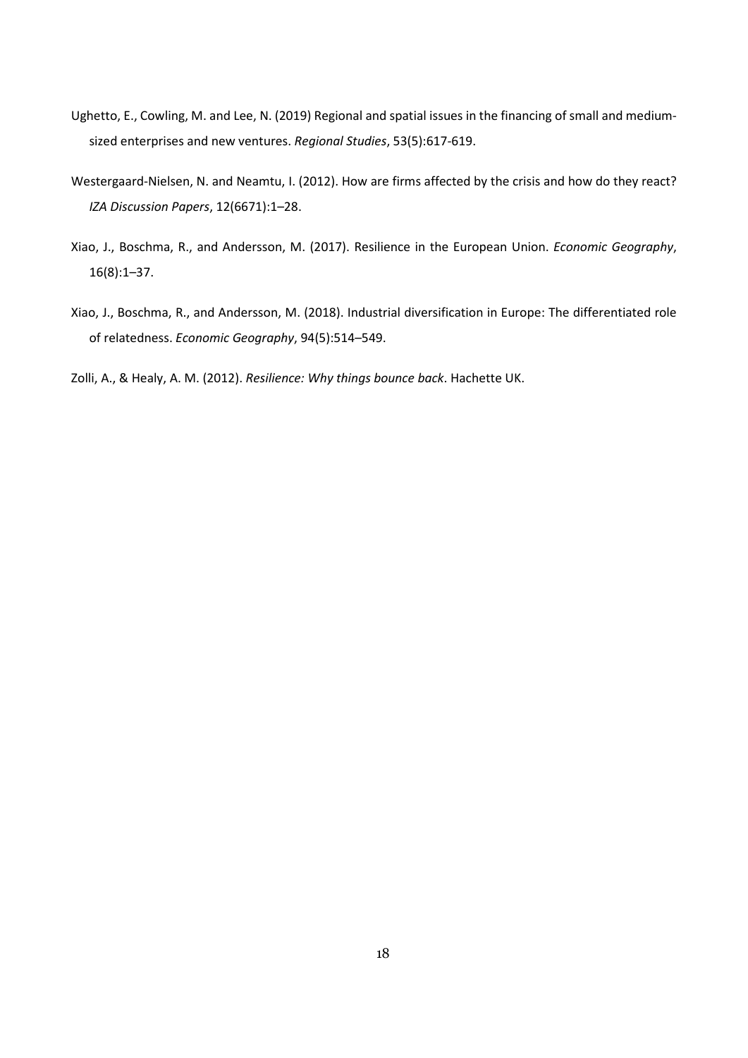Ughetto, E., Cowling, M. and Lee, N. (2019) Regional and spatial issues in the financing of small and medium-sized enterprises and new ventures. *Regional Studies*, 53(5):617-619.

Westergaard-Nielsen, N. and Neamtu, I. (2012). How are firms affected by the crisis and how do they react? *IZA Discussion Papers*, 12(6671):1–28.

Xiao, J., Boschma, R., and Andersson, M. (2017). Resilience in the European Union. *Economic Geography*, 16(8):1–37.

Xiao, J., Boschma, R., and Andersson, M. (2018). Industrial diversification in Europe: The differentiated role of relatedness. *Economic Geography*, 94(5):514–549.

Zolli, A., & Healy, A. M. (2012). *Resilience: Why things bounce back*. Hachette UK.